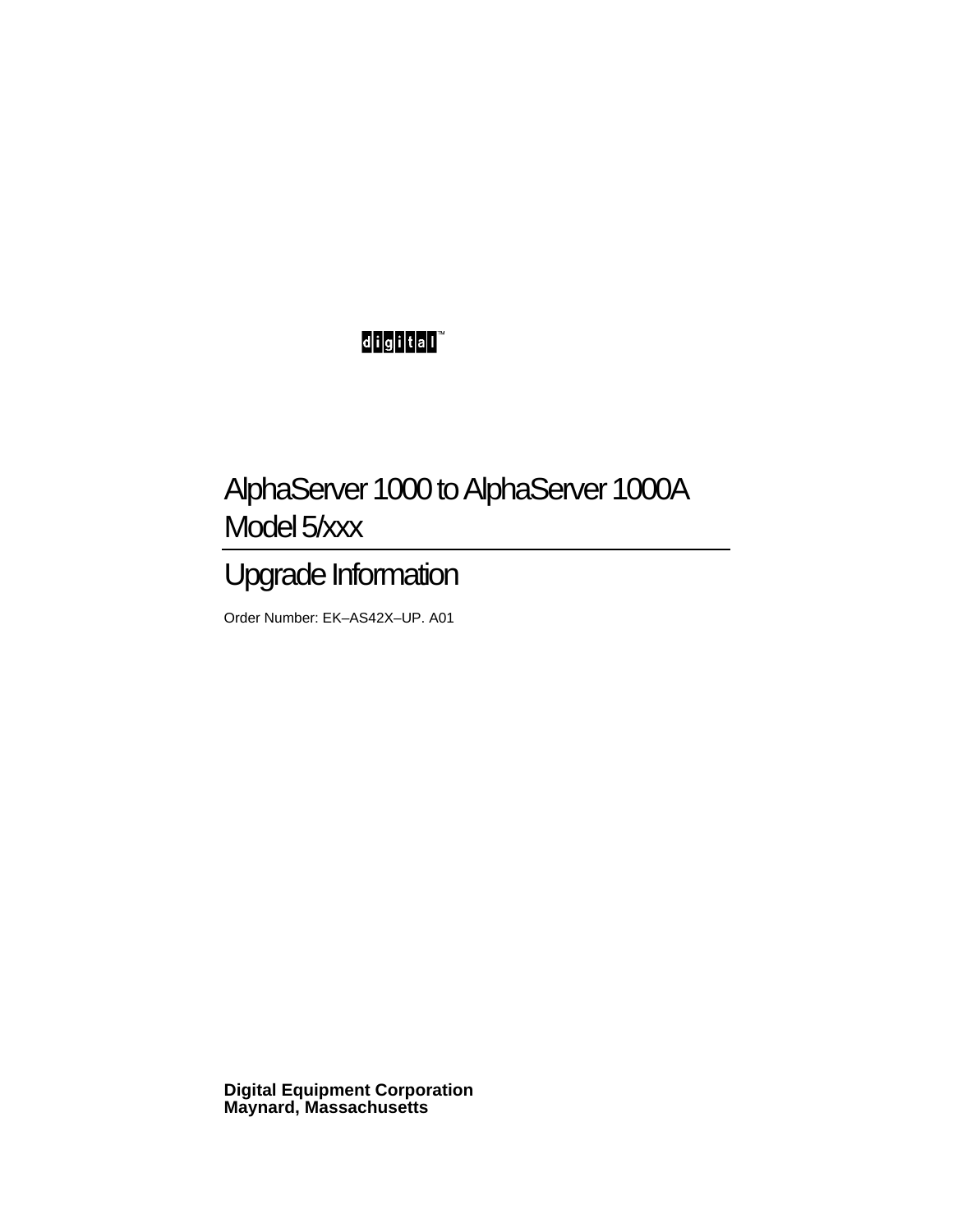digital™

# AlphaServer 1000 to AlphaServer 1000A Model 5/xxx

## Upgrade Information

Order Number: EK–AS42X–UP. A01

**Digital Equipment Corporation**
**Maynard, Massachusetts**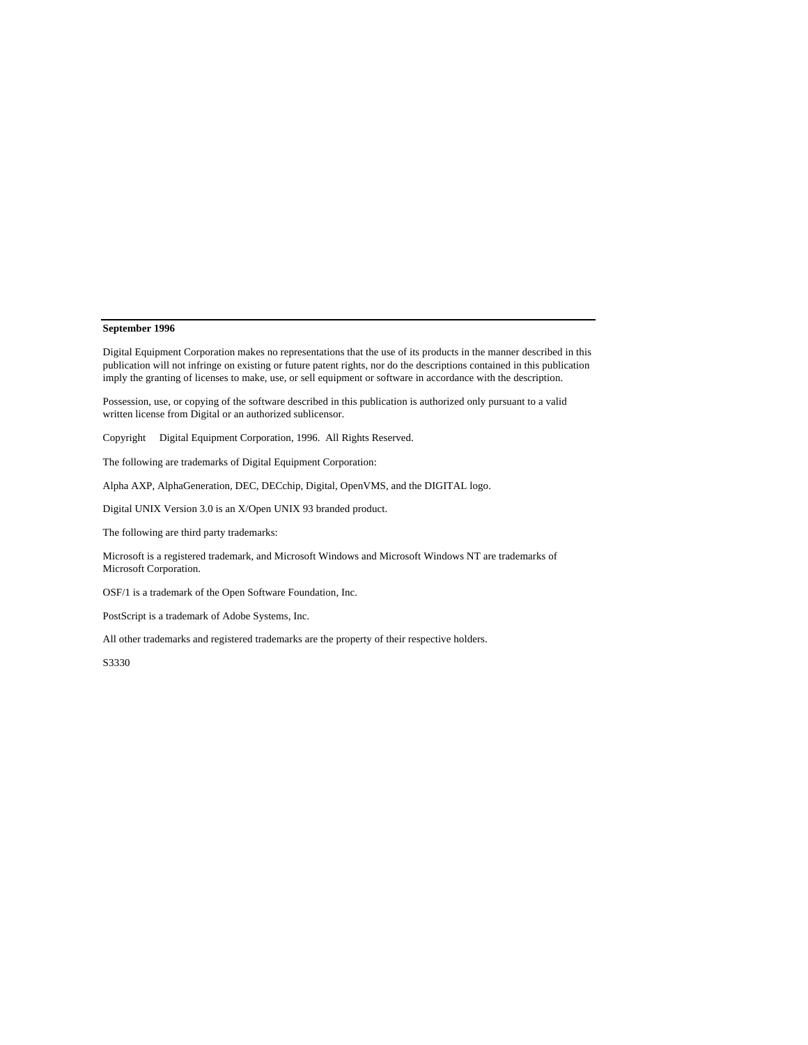**September 1996**

Digital Equipment Corporation makes no representations that the use of its products in the manner described in this publication will not infringe on existing or future patent rights, nor do the descriptions contained in this publication imply the granting of licenses to make, use, or sell equipment or software in accordance with the description.

Possession, use, or copying of the software described in this publication is authorized only pursuant to a valid written license from Digital or an authorized sublicensor.

Copyright Digital Equipment Corporation, 1996. All Rights Reserved.

The following are trademarks of Digital Equipment Corporation:

Alpha AXP, AlphaGeneration, DEC, DECchip, Digital, OpenVMS, and the DIGITAL logo.

Digital UNIX Version 3.0 is an X/Open UNIX 93 branded product.

The following are third party trademarks:

Microsoft is a registered trademark, and Microsoft Windows and Microsoft Windows NT are trademarks of Microsoft Corporation.

OSF/1 is a trademark of the Open Software Foundation, Inc.

PostScript is a trademark of Adobe Systems, Inc.

All other trademarks and registered trademarks are the property of their respective holders.

S3330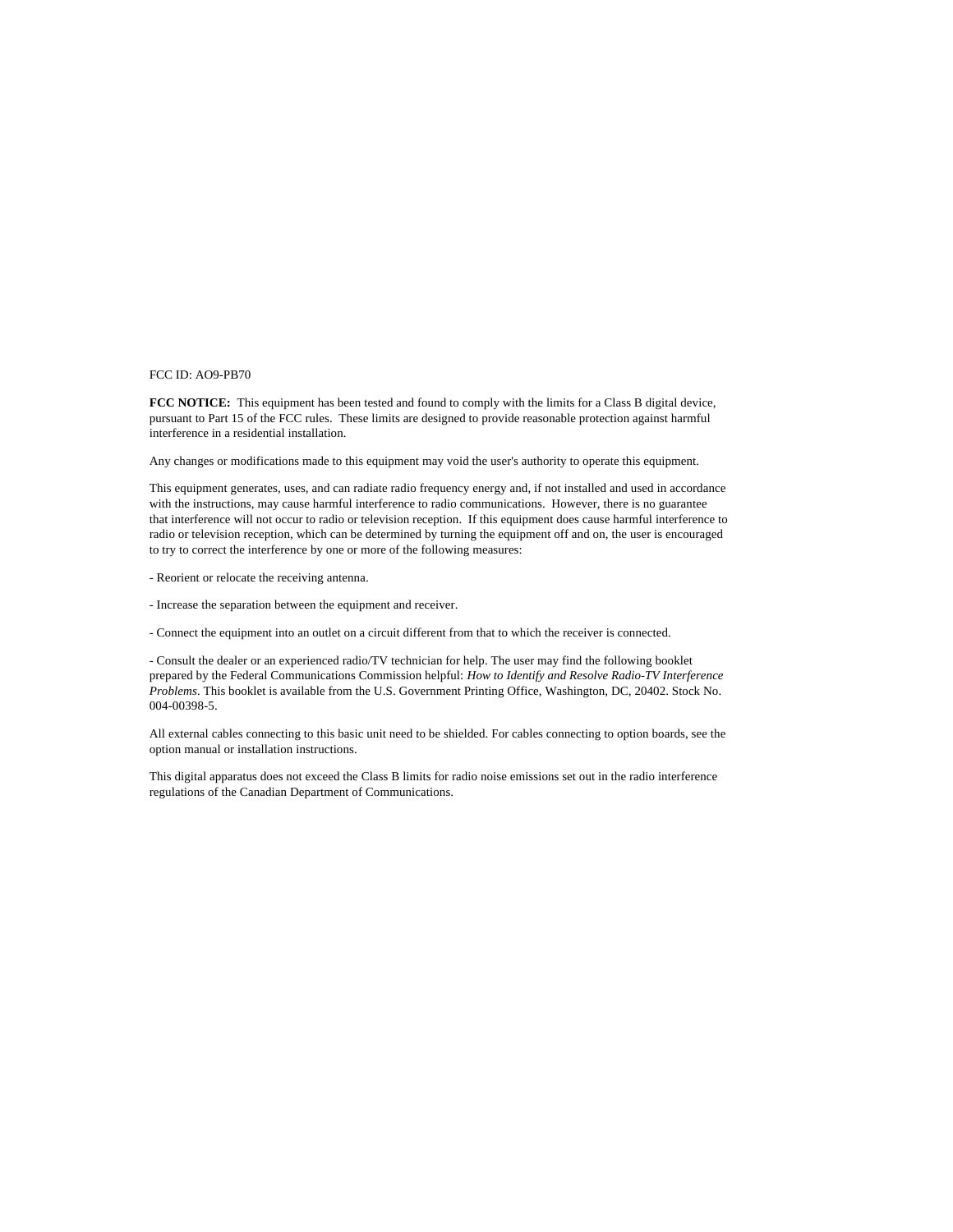FCC ID: AO9-PB70

**FCC NOTICE:** This equipment has been tested and found to comply with the limits for a Class B digital device, pursuant to Part 15 of the FCC rules. These limits are designed to provide reasonable protection against harmful interference in a residential installation.

Any changes or modifications made to this equipment may void the user's authority to operate this equipment.

This equipment generates, uses, and can radiate radio frequency energy and, if not installed and used in accordance with the instructions, may cause harmful interference to radio communications. However, there is no guarantee that interference will not occur to radio or television reception. If this equipment does cause harmful interference to radio or television reception, which can be determined by turning the equipment off and on, the user is encouraged to try to correct the interference by one or more of the following measures:

- Reorient or relocate the receiving antenna.

- Increase the separation between the equipment and receiver.

- Connect the equipment into an outlet on a circuit different from that to which the receiver is connected.

- Consult the dealer or an experienced radio/TV technician for help. The user may find the following booklet prepared by the Federal Communications Commission helpful: *How to Identify and Resolve Radio-TV Interference Problems*. This booklet is available from the U.S. Government Printing Office, Washington, DC, 20402. Stock No. 004-00398-5.

All external cables connecting to this basic unit need to be shielded. For cables connecting to option boards, see the option manual or installation instructions.

This digital apparatus does not exceed the Class B limits for radio noise emissions set out in the radio interference regulations of the Canadian Department of Communications.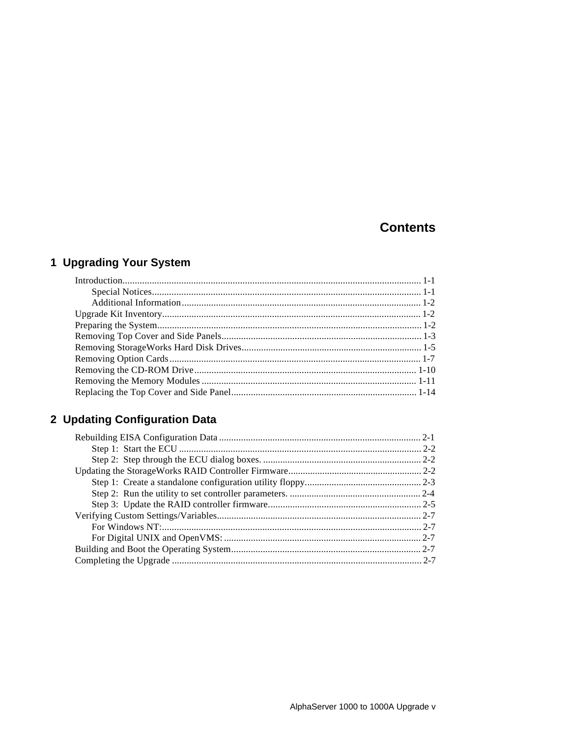# Contents

## 1 Upgrading Your System

Introduction........................................................................................................................ 1-1
    Special Notices............................................................................................................ 1-1
    Additional Information ................................................................................................ 1-2
Upgrade Kit Inventory......................................................................................................... 1-2
Preparing the System........................................................................................................... 1-2
Removing Top Cover and Side Panels................................................................................. 1-3
Removing StorageWorks Hard Disk Drives......................................................................... 1-5
Removing Option Cards...................................................................................................... 1-7
Removing the CD-ROM Drive........................................................................................... 1-10
Removing the Memory Modules ........................................................................................ 1-11
Replacing the Top Cover and Side Panel............................................................................ 1-14

## 2 Updating Configuration Data

Rebuilding EISA Configuration Data .................................................................................. 2-1
    Step 1: Start the ECU .................................................................................................. 2-2
    Step 2: Step through the ECU dialog boxes. ................................................................. 2-2
Updating the StorageWorks RAID Controller Firmware....................................................... 2-2
    Step 1: Create a standalone configuration utility floppy................................................ 2-3
    Step 2: Run the utility to set controller parameters. ...................................................... 2-4
    Step 3: Update the RAID controller firmware.............................................................. 2-5
Verifying Custom Settings/Variables................................................................................... 2-7
    For Windows NT:........................................................................................................ 2-7
    For Digital UNIX and OpenVMS: ................................................................................ 2-7
Building and Boot the Operating System............................................................................. 2-7
Completing the Upgrade ..................................................................................................... 2-7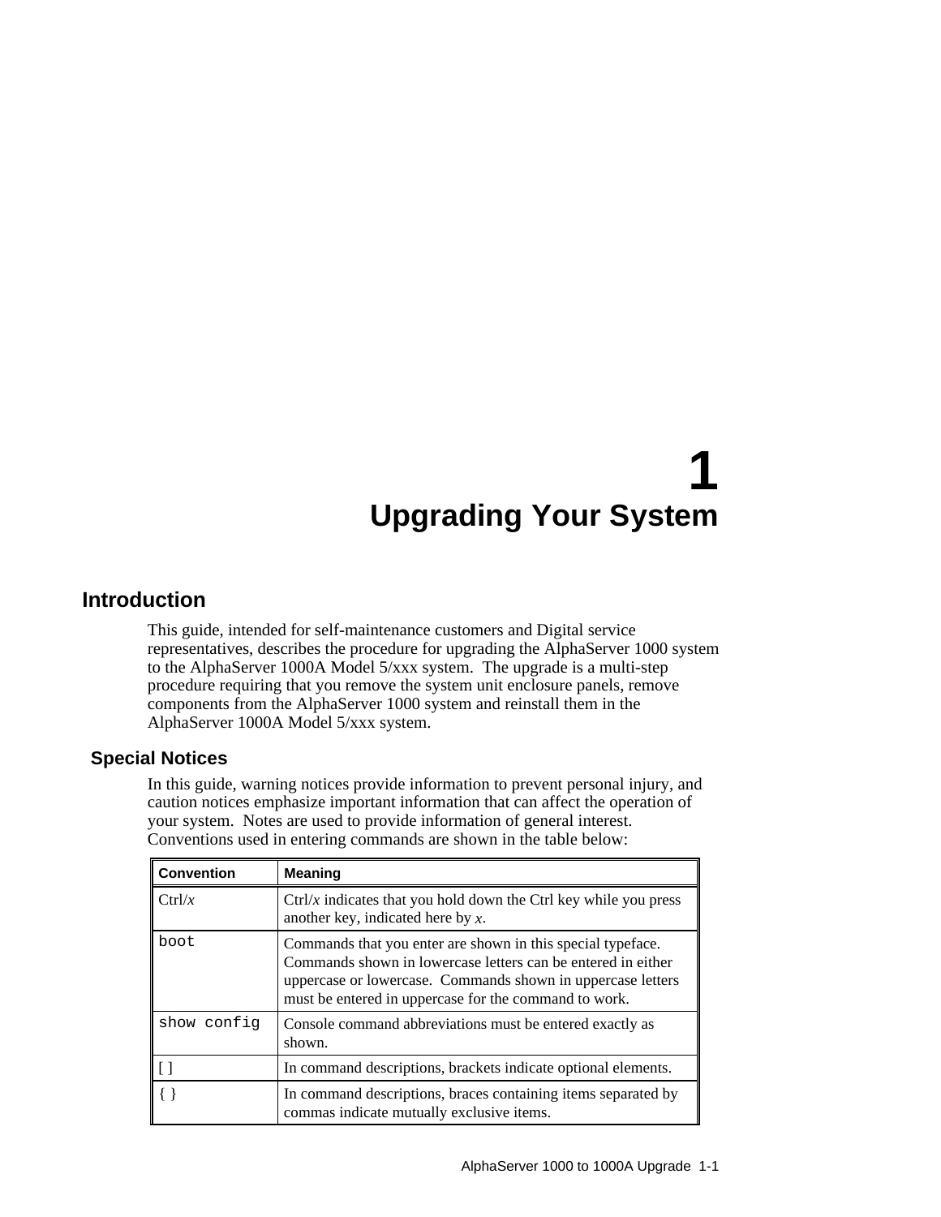# 1 Upgrading Your System

## Introduction

This guide, intended for self-maintenance customers and Digital service representatives, describes the procedure for upgrading the AlphaServer 1000 system to the AlphaServer 1000A Model 5/xxx system. The upgrade is a multi-step procedure requiring that you remove the system unit enclosure panels, remove components from the AlphaServer 1000 system and reinstall them in the AlphaServer 1000A Model 5/xxx system.

### Special Notices

In this guide, warning notices provide information to prevent personal injury, and caution notices emphasize important information that can affect the operation of your system. Notes are used to provide information of general interest. Conventions used in entering commands are shown in the table below:

| Convention | Meaning |
|---|---|
| Ctrl/*x* | Ctrl/*x* indicates that you hold down the Ctrl key while you press another key, indicated here by *x*. |
| `boot` | Commands that you enter are shown in this special typeface. Commands shown in lowercase letters can be entered in either uppercase or lowercase. Commands shown in uppercase letters must be entered in uppercase for the command to work. |
| `show config` | Console command abbreviations must be entered exactly as shown. |
| [ ] | In command descriptions, brackets indicate optional elements. |
| { } | In command descriptions, braces containing items separated by commas indicate mutually exclusive items. |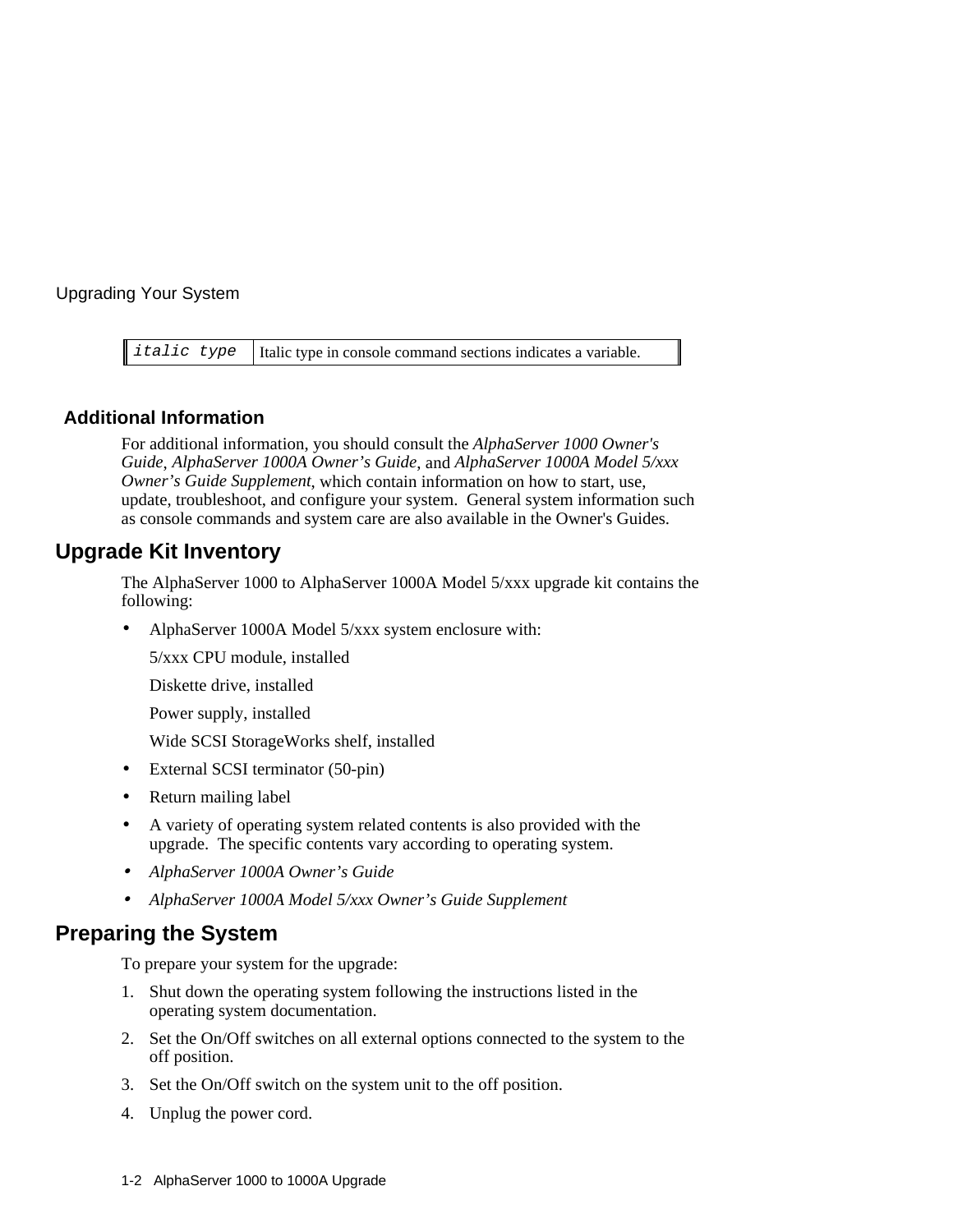| *italic type* | Italic type in console command sections indicates a variable. |
|---|---|

### Additional Information

For additional information, you should consult the *AlphaServer 1000 Owner's Guide*, *AlphaServer 1000A Owner's Guide*, and *AlphaServer 1000A Model 5/xxx Owner's Guide Supplement*, which contain information on how to start, use, update, troubleshoot, and configure your system. General system information such as console commands and system care are also available in the Owner's Guides.

## Upgrade Kit Inventory

The AlphaServer 1000 to AlphaServer 1000A Model 5/xxx upgrade kit contains the following:

- AlphaServer 1000A Model 5/xxx system enclosure with:

  5/xxx CPU module, installed

  Diskette drive, installed

  Power supply, installed

  Wide SCSI StorageWorks shelf, installed
- External SCSI terminator (50-pin)
- Return mailing label
- A variety of operating system related contents is also provided with the upgrade. The specific contents vary according to operating system.
- *AlphaServer 1000A Owner's Guide*
- *AlphaServer 1000A Model 5/xxx Owner's Guide Supplement*

## Preparing the System

To prepare your system for the upgrade:

1. Shut down the operating system following the instructions listed in the operating system documentation.
2. Set the On/Off switches on all external options connected to the system to the off position.
3. Set the On/Off switch on the system unit to the off position.
4. Unplug the power cord.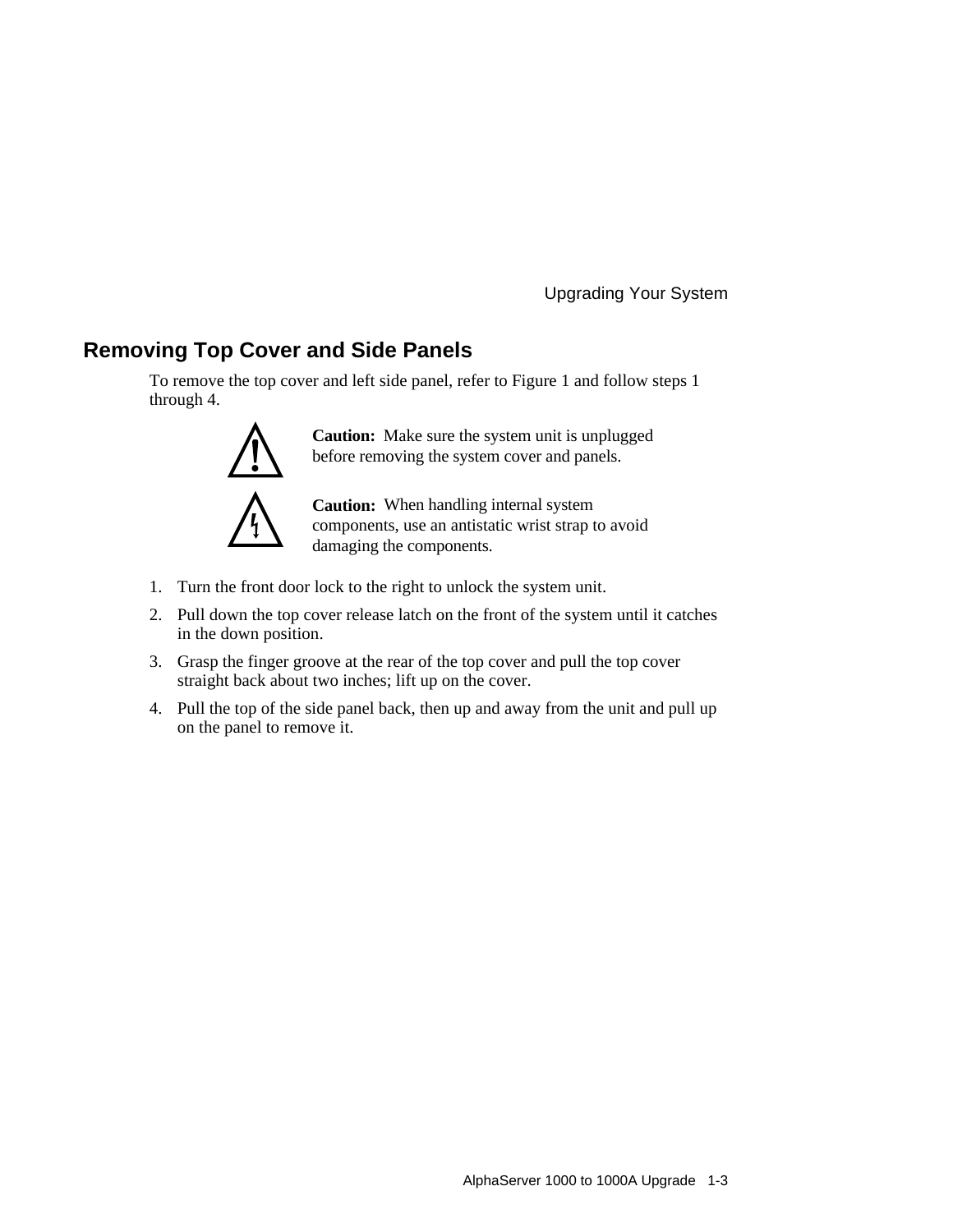## Removing Top Cover and Side Panels

To remove the top cover and left side panel, refer to Figure 1 and follow steps 1 through 4.

**Caution:** Make sure the system unit is unplugged before removing the system cover and panels.

**Caution:** When handling internal system components, use an antistatic wrist strap to avoid damaging the components.

1. Turn the front door lock to the right to unlock the system unit.
2. Pull down the top cover release latch on the front of the system until it catches in the down position.
3. Grasp the finger groove at the rear of the top cover and pull the top cover straight back about two inches; lift up on the cover.
4. Pull the top of the side panel back, then up and away from the unit and pull up on the panel to remove it.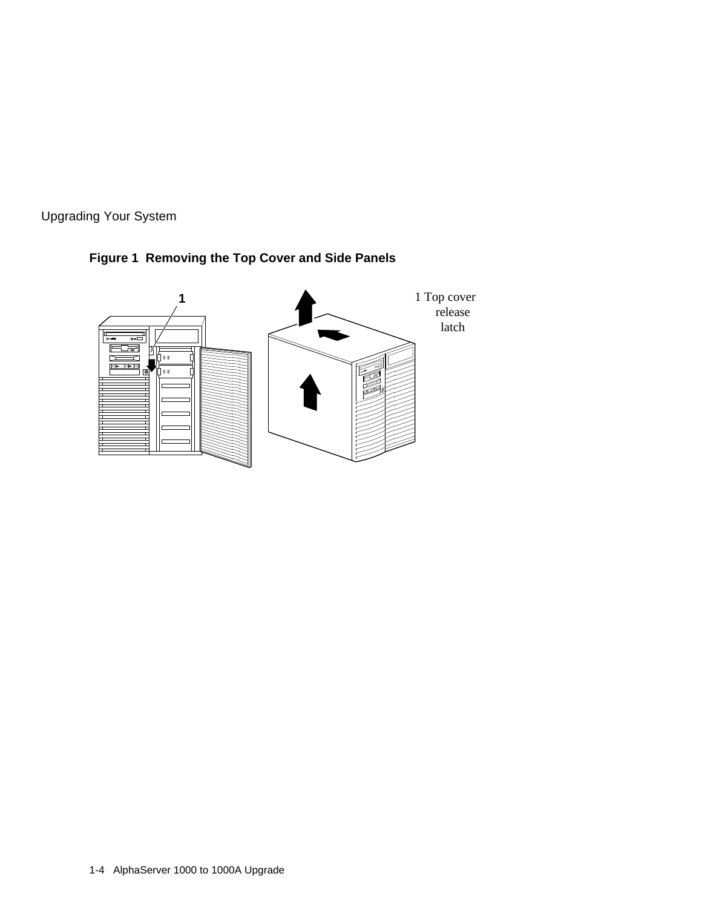**Figure 1 Removing the Top Cover and Side Panels**

1 Top cover release latch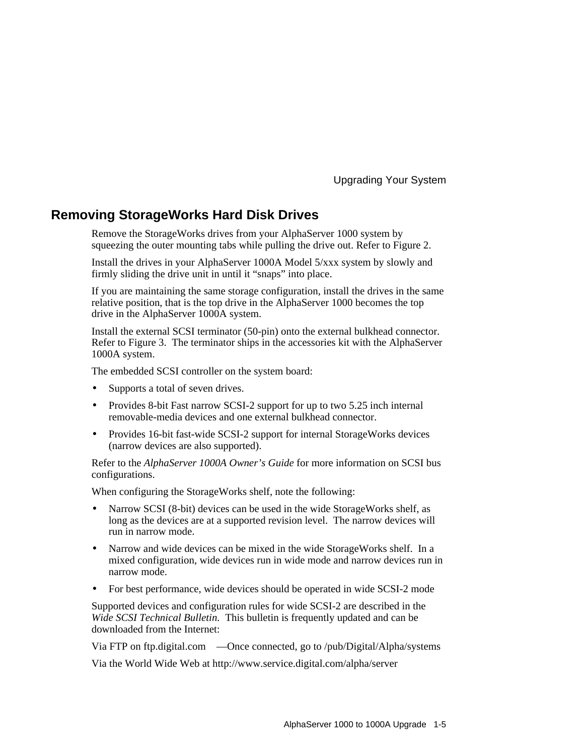## Removing StorageWorks Hard Disk Drives

Remove the StorageWorks drives from your AlphaServer 1000 system by squeezing the outer mounting tabs while pulling the drive out. Refer to Figure 2.

Install the drives in your AlphaServer 1000A Model 5/xxx system by slowly and firmly sliding the drive unit in until it "snaps" into place.

If you are maintaining the same storage configuration, install the drives in the same relative position, that is the top drive in the AlphaServer 1000 becomes the top drive in the AlphaServer 1000A system.

Install the external SCSI terminator (50-pin) onto the external bulkhead connector. Refer to Figure 3. The terminator ships in the accessories kit with the AlphaServer 1000A system.

The embedded SCSI controller on the system board:

- Supports a total of seven drives.
- Provides 8-bit Fast narrow SCSI-2 support for up to two 5.25 inch internal removable-media devices and one external bulkhead connector.
- Provides 16-bit fast-wide SCSI-2 support for internal StorageWorks devices (narrow devices are also supported).

Refer to the *AlphaServer 1000A Owner's Guide* for more information on SCSI bus configurations.

When configuring the StorageWorks shelf, note the following:

- Narrow SCSI (8-bit) devices can be used in the wide StorageWorks shelf, as long as the devices are at a supported revision level. The narrow devices will run in narrow mode.
- Narrow and wide devices can be mixed in the wide StorageWorks shelf. In a mixed configuration, wide devices run in wide mode and narrow devices run in narrow mode.
- For best performance, wide devices should be operated in wide SCSI-2 mode

Supported devices and configuration rules for wide SCSI-2 are described in the *Wide SCSI Technical Bulletin.* This bulletin is frequently updated and can be downloaded from the Internet:

Via FTP on ftp.digital.com —Once connected, go to /pub/Digital/Alpha/systems

Via the World Wide Web at http://www.service.digital.com/alpha/server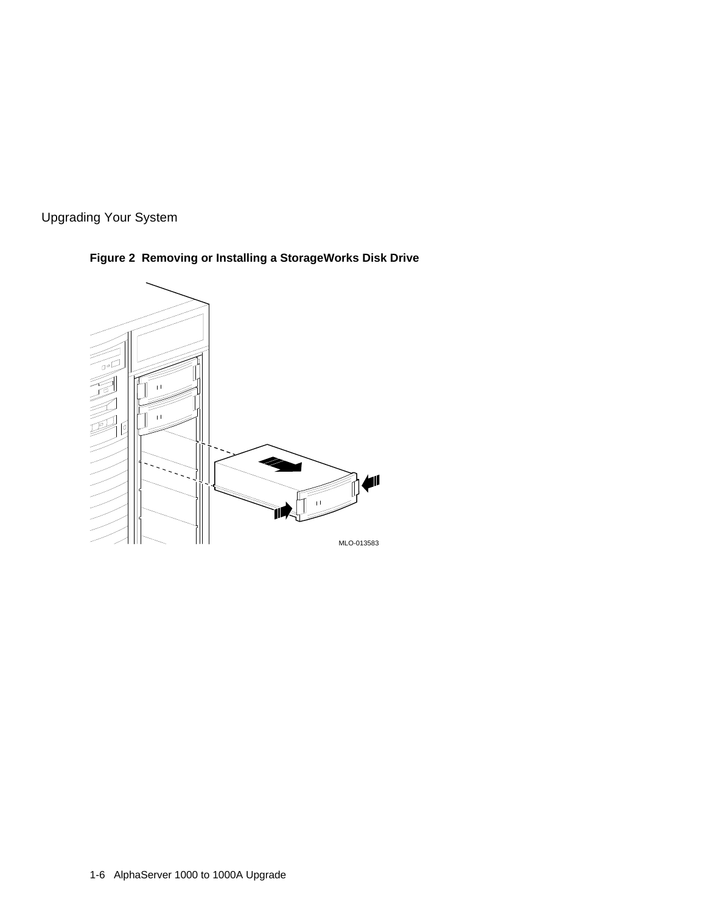**Figure 2 Removing or Installing a StorageWorks Disk Drive**

MLO-013583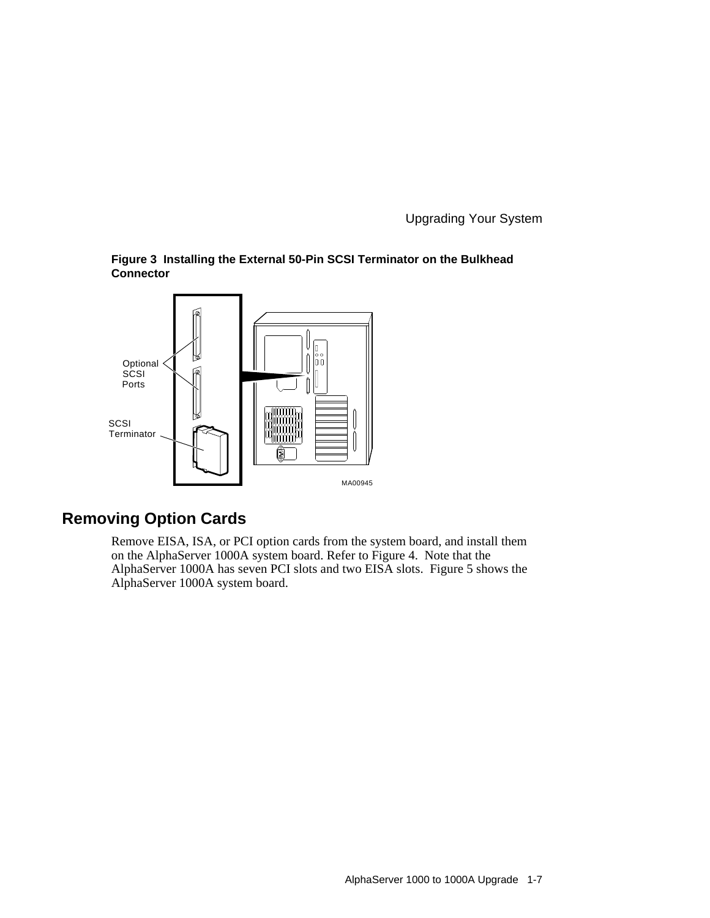**Figure 3 Installing the External 50-Pin SCSI Terminator on the Bulkhead Connector**

## Removing Option Cards

Remove EISA, ISA, or PCI option cards from the system board, and install them on the AlphaServer 1000A system board. Refer to Figure 4. Note that the AlphaServer 1000A has seven PCI slots and two EISA slots. Figure 5 shows the AlphaServer 1000A system board.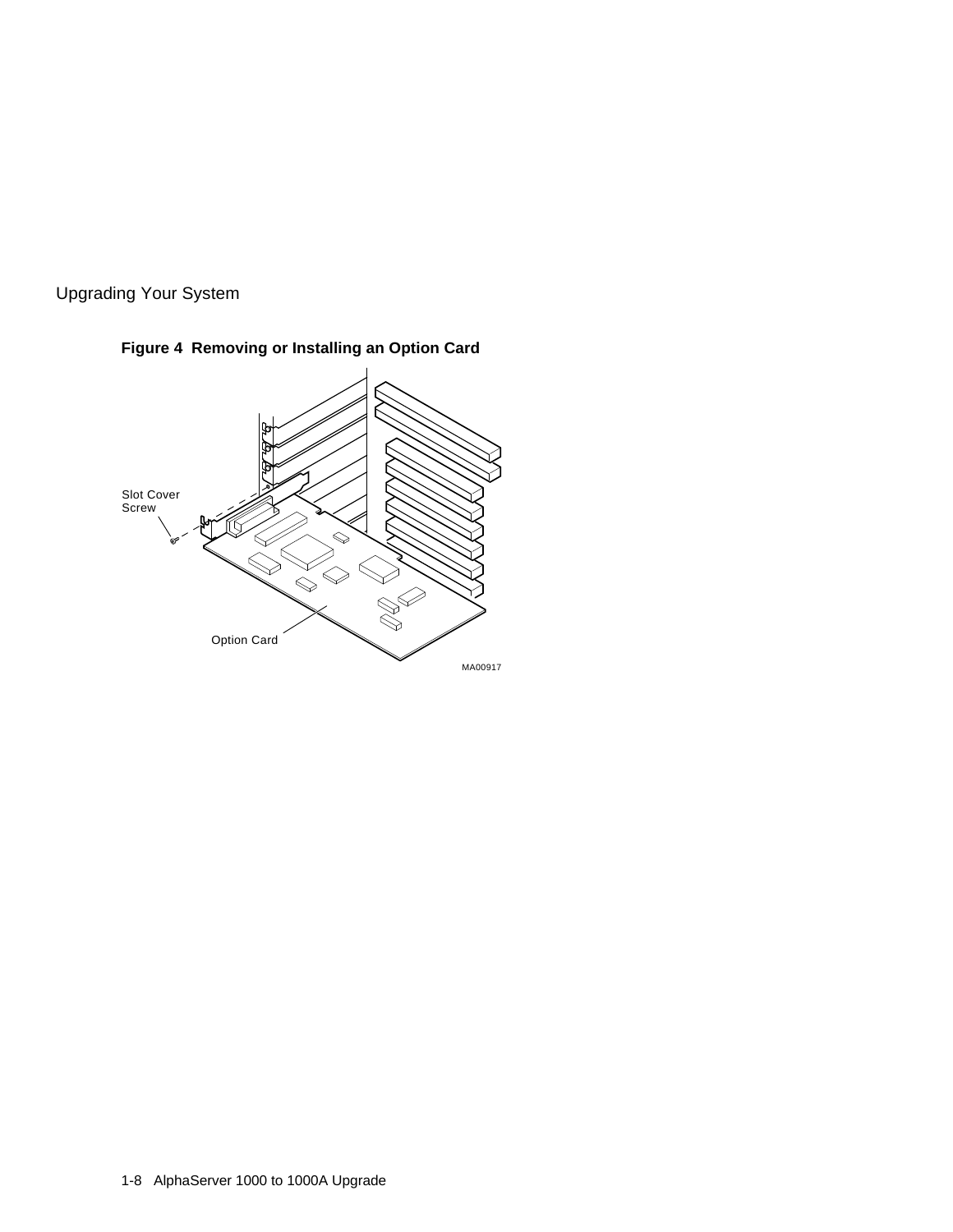**Figure 4 Removing or Installing an Option Card**

Slot Cover Screw

Option Card

MA00917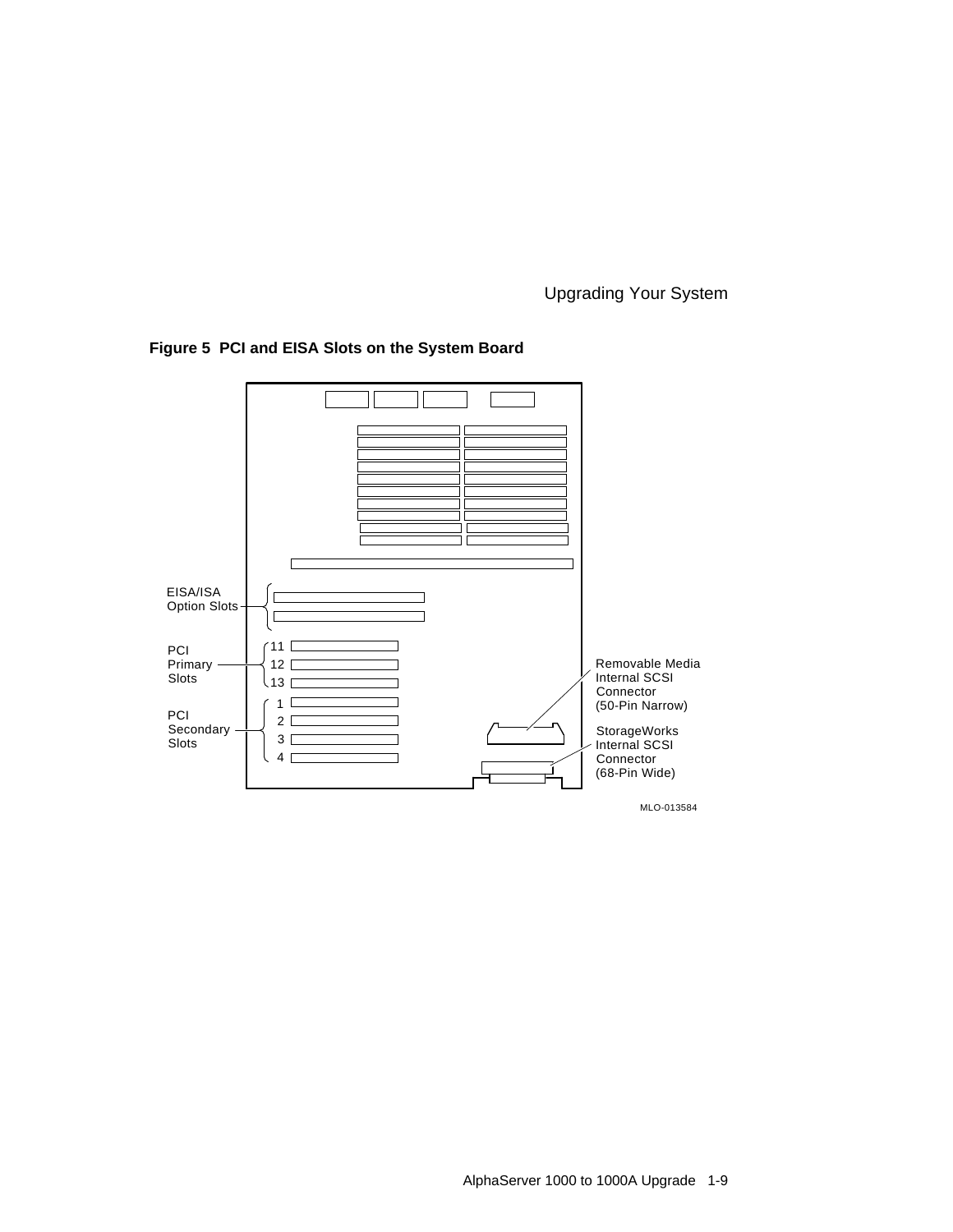**Figure 5 PCI and EISA Slots on the System Board**

EISA/ISA Option Slots

PCI Primary Slots

11

12

13

PCI Secondary Slots

1

2

3

4

Removable Media Internal SCSI Connector (50-Pin Narrow)

StorageWorks Internal SCSI Connector (68-Pin Wide)

MLO-013584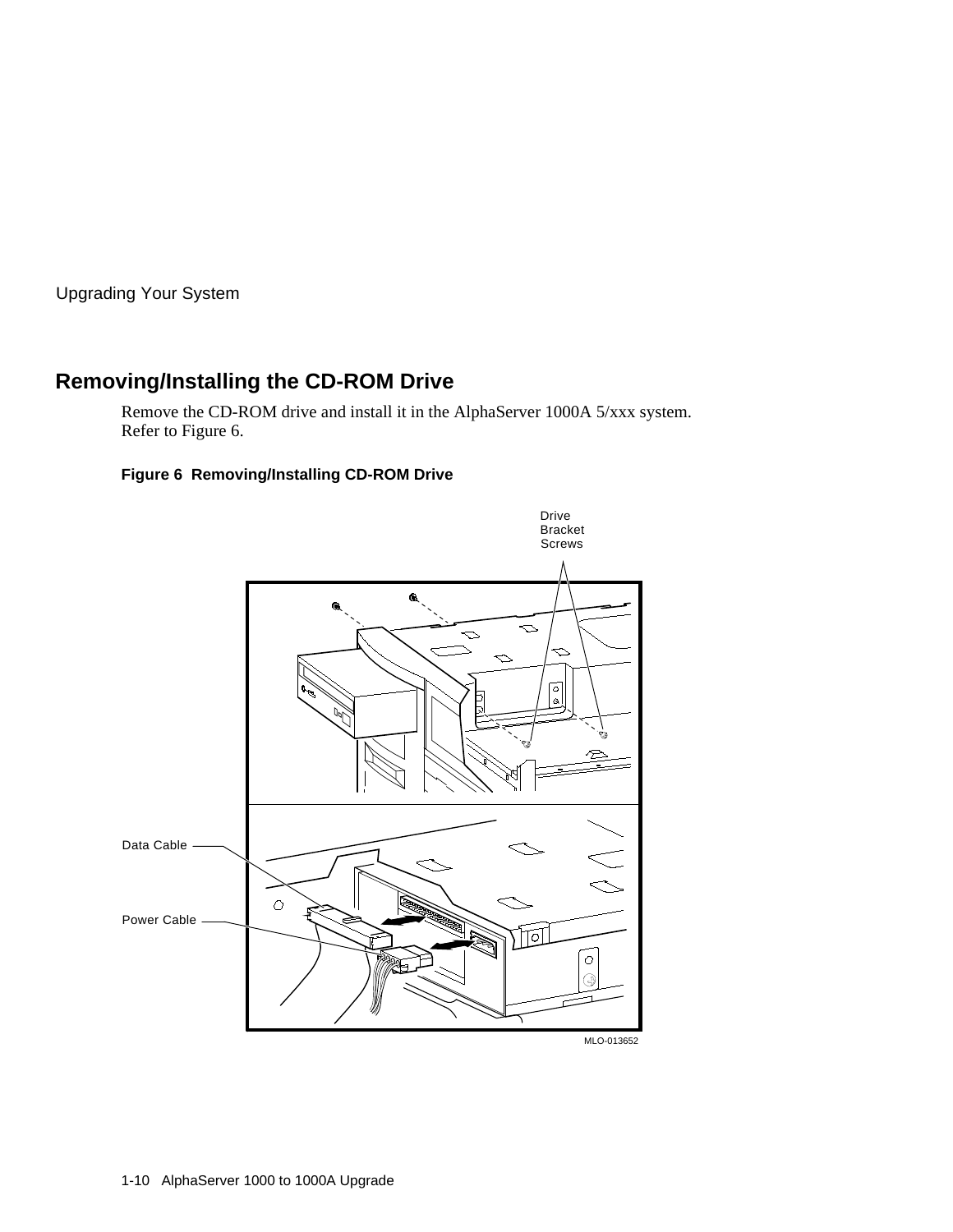## Removing/Installing the CD-ROM Drive

Remove the CD-ROM drive and install it in the AlphaServer 1000A 5/xxx system. Refer to Figure 6.

**Figure 6 Removing/Installing CD-ROM Drive**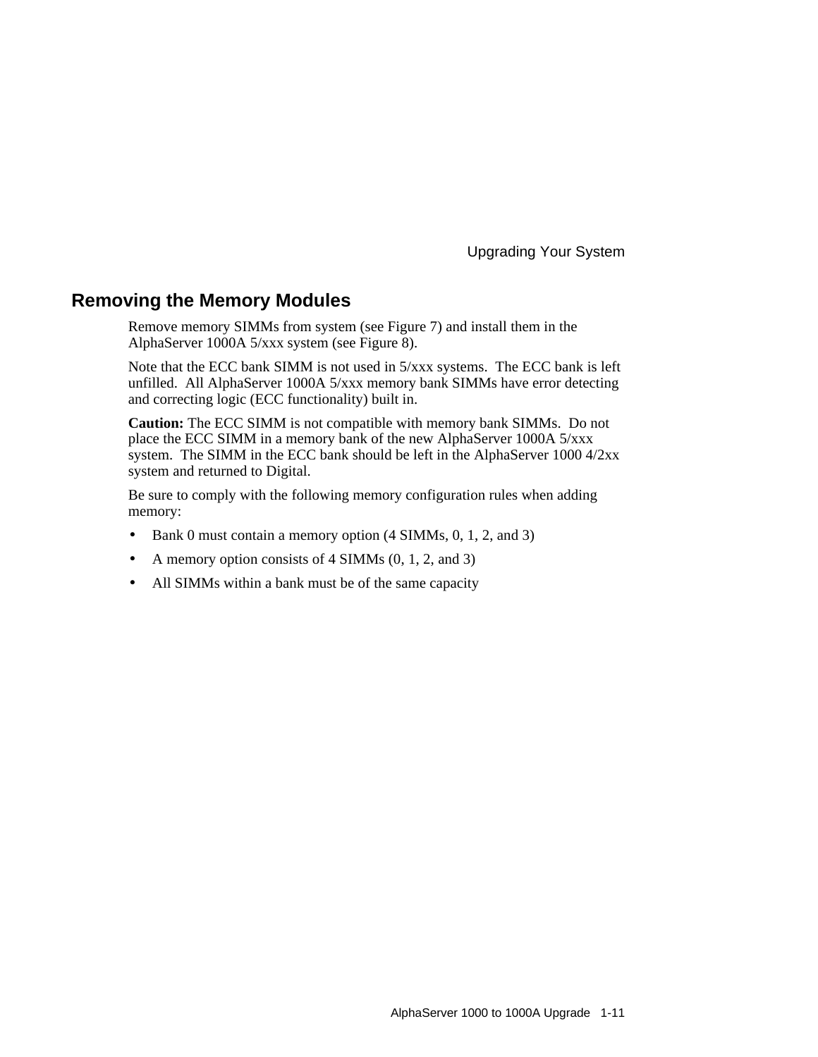## Removing the Memory Modules

Remove memory SIMMs from system (see Figure 7) and install them in the AlphaServer 1000A 5/xxx system (see Figure 8).

Note that the ECC bank SIMM is not used in 5/xxx systems. The ECC bank is left unfilled. All AlphaServer 1000A 5/xxx memory bank SIMMs have error detecting and correcting logic (ECC functionality) built in.

**Caution:** The ECC SIMM is not compatible with memory bank SIMMs. Do not place the ECC SIMM in a memory bank of the new AlphaServer 1000A 5/xxx system. The SIMM in the ECC bank should be left in the AlphaServer 1000 4/2xx system and returned to Digital.

Be sure to comply with the following memory configuration rules when adding memory:

- Bank 0 must contain a memory option (4 SIMMs, 0, 1, 2, and 3)
- A memory option consists of 4 SIMMs (0, 1, 2, and 3)
- All SIMMs within a bank must be of the same capacity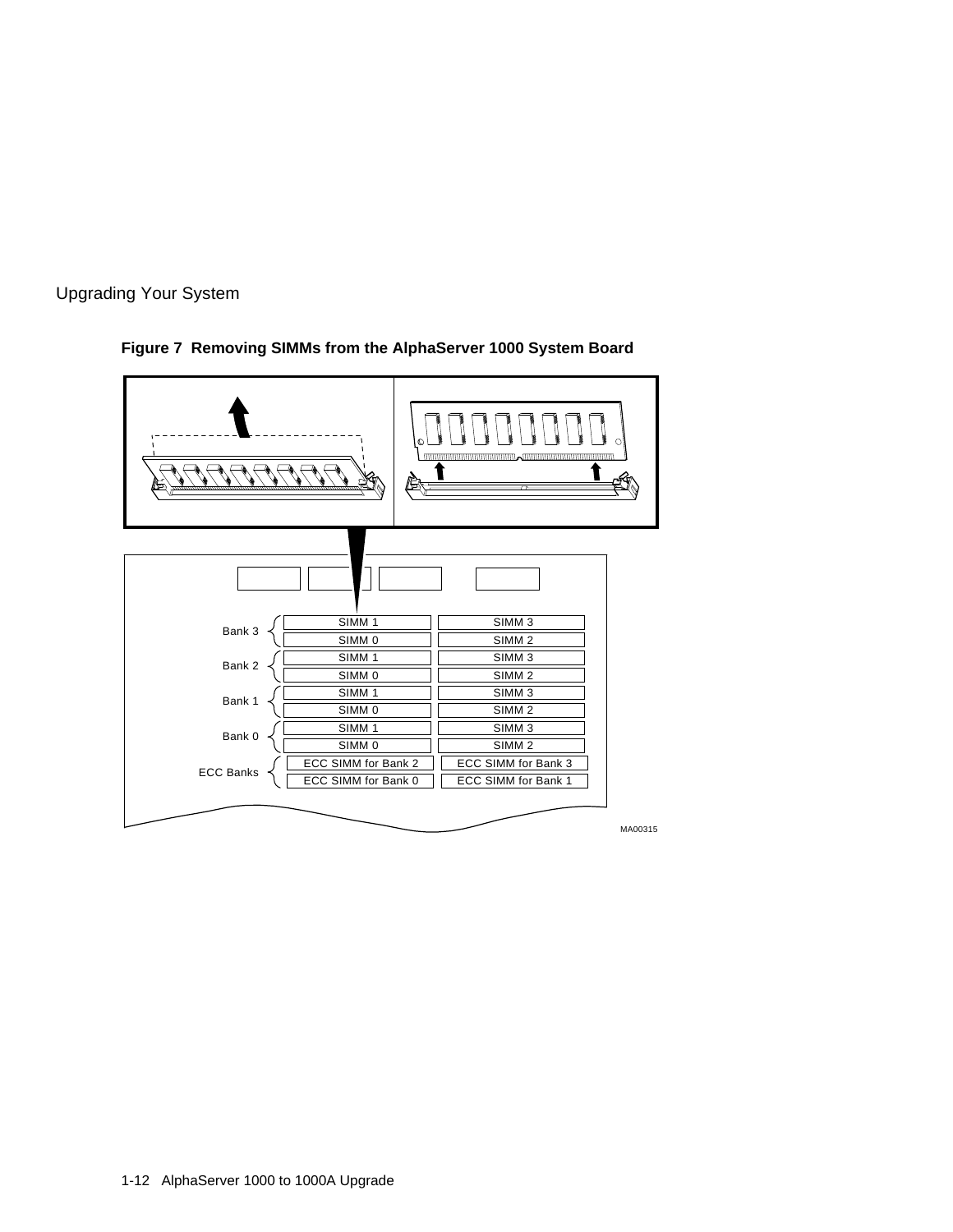**Figure 7 Removing SIMMs from the AlphaServer 1000 System Board**

| | | |
|---|---|---|
| Bank 3 | SIMM 1 | SIMM 3 |
| | SIMM 0 | SIMM 2 |
| Bank 2 | SIMM 1 | SIMM 3 |
| | SIMM 0 | SIMM 2 |
| Bank 1 | SIMM 1 | SIMM 3 |
| | SIMM 0 | SIMM 2 |
| Bank 0 | SIMM 1 | SIMM 3 |
| | SIMM 0 | SIMM 2 |
| ECC Banks | ECC SIMM for Bank 2 | ECC SIMM for Bank 3 |
| | ECC SIMM for Bank 0 | ECC SIMM for Bank 1 |

MA00315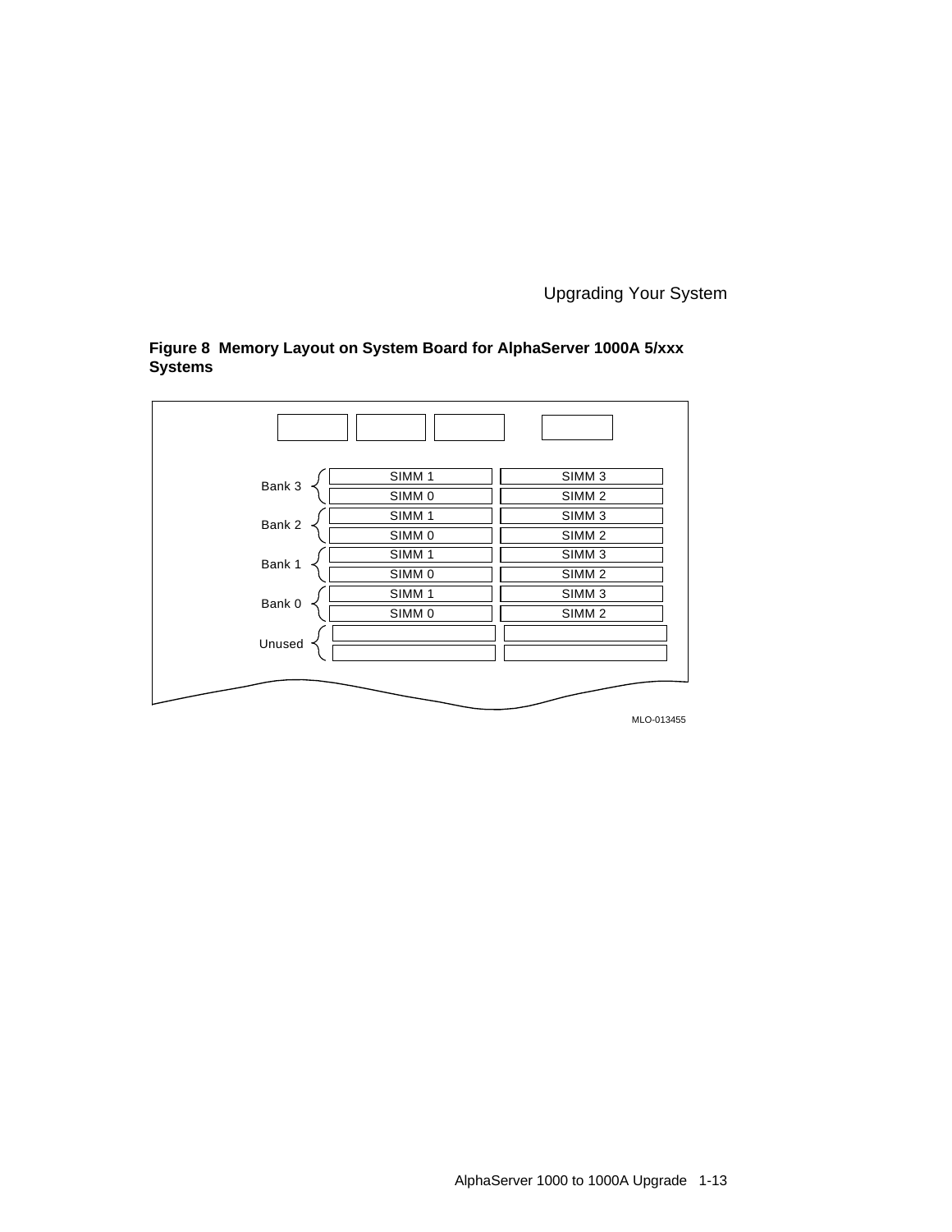**Figure 8 Memory Layout on System Board for AlphaServer 1000A 5/xxx Systems**

| | | |
|---|---|---|
| Bank 3 | SIMM 1 | SIMM 3 |
| | SIMM 0 | SIMM 2 |
| Bank 2 | SIMM 1 | SIMM 3 |
| | SIMM 0 | SIMM 2 |
| Bank 1 | SIMM 1 | SIMM 3 |
| | SIMM 0 | SIMM 2 |
| Bank 0 | SIMM 1 | SIMM 3 |
| | SIMM 0 | SIMM 2 |
| Unused | | |
| | | |

MLO-013455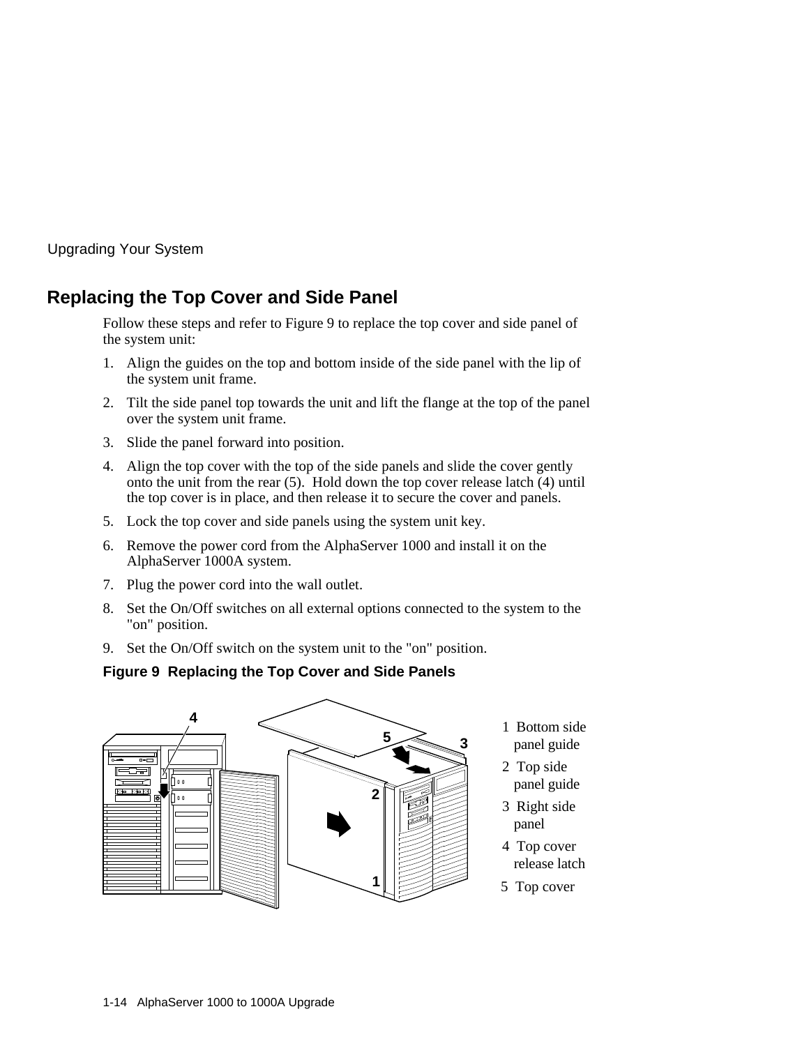## Replacing the Top Cover and Side Panel

Follow these steps and refer to Figure 9 to replace the top cover and side panel of the system unit:

1. Align the guides on the top and bottom inside of the side panel with the lip of the system unit frame.
2. Tilt the side panel top towards the unit and lift the flange at the top of the panel over the system unit frame.
3. Slide the panel forward into position.
4. Align the top cover with the top of the side panels and slide the cover gently onto the unit from the rear (5). Hold down the top cover release latch (4) until the top cover is in place, and then release it to secure the cover and panels.
5. Lock the top cover and side panels using the system unit key.
6. Remove the power cord from the AlphaServer 1000 and install it on the AlphaServer 1000A system.
7. Plug the power cord into the wall outlet.
8. Set the On/Off switches on all external options connected to the system to the "on" position.
9. Set the On/Off switch on the system unit to the "on" position.

**Figure 9 Replacing the Top Cover and Side Panels**

1 Bottom side panel guide
2 Top side panel guide
3 Right side panel
4 Top cover release latch
5 Top cover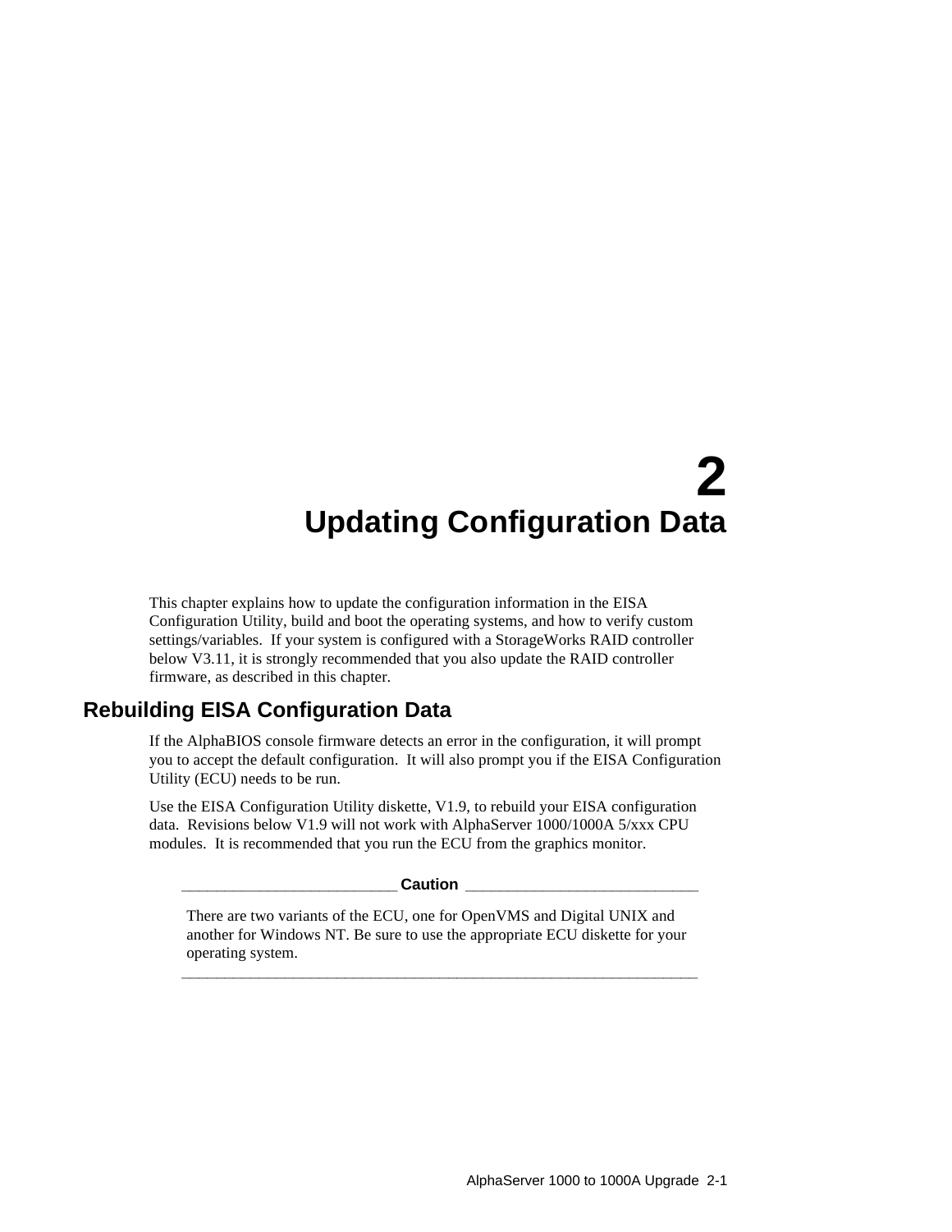# 2 Updating Configuration Data

This chapter explains how to update the configuration information in the EISA Configuration Utility, build and boot the operating systems, and how to verify custom settings/variables. If your system is configured with a StorageWorks RAID controller below V3.11, it is strongly recommended that you also update the RAID controller firmware, as described in this chapter.

## Rebuilding EISA Configuration Data

If the AlphaBIOS console firmware detects an error in the configuration, it will prompt you to accept the default configuration. It will also prompt you if the EISA Configuration Utility (ECU) needs to be run.

Use the EISA Configuration Utility diskette, V1.9, to rebuild your EISA configuration data. Revisions below V1.9 will not work with AlphaServer 1000/1000A 5/xxx CPU modules. It is recommended that you run the ECU from the graphics monitor.

**Caution**

There are two variants of the ECU, one for OpenVMS and Digital UNIX and another for Windows NT. Be sure to use the appropriate ECU diskette for your operating system.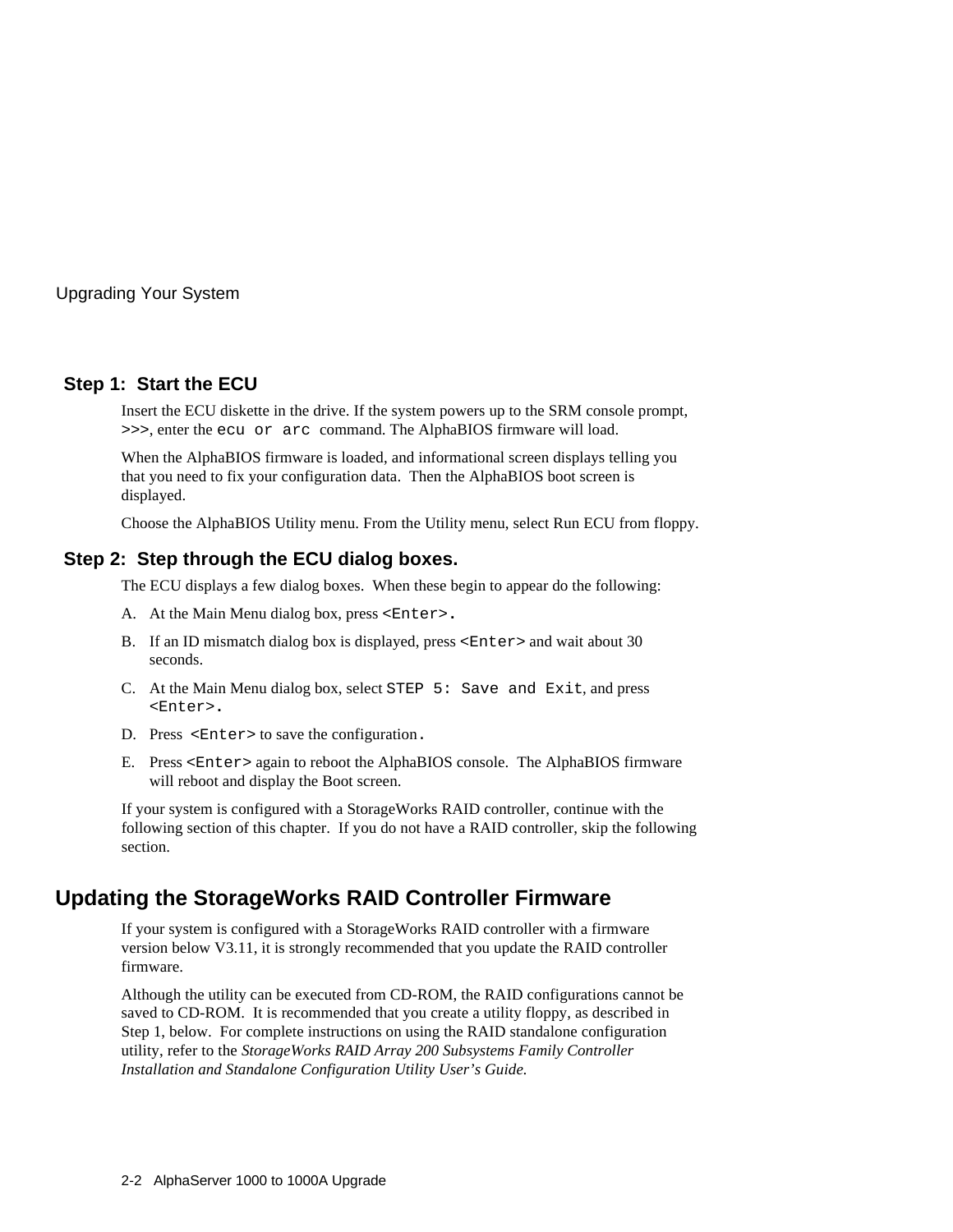### Step 1: Start the ECU

Insert the ECU diskette in the drive. If the system powers up to the SRM console prompt, `>>>`, enter the `ecu or arc` command. The AlphaBIOS firmware will load.

When the AlphaBIOS firmware is loaded, and informational screen displays telling you that you need to fix your configuration data. Then the AlphaBIOS boot screen is displayed.

Choose the AlphaBIOS Utility menu. From the Utility menu, select Run ECU from floppy.

### Step 2: Step through the ECU dialog boxes.

The ECU displays a few dialog boxes. When these begin to appear do the following:

A. At the Main Menu dialog box, press `<Enter>`.

B. If an ID mismatch dialog box is displayed, press `<Enter>` and wait about 30 seconds.

C. At the Main Menu dialog box, select `STEP 5: Save and Exit`, and press `<Enter>`.

D. Press `<Enter>` to save the configuration.

E. Press `<Enter>` again to reboot the AlphaBIOS console. The AlphaBIOS firmware will reboot and display the Boot screen.

If your system is configured with a StorageWorks RAID controller, continue with the following section of this chapter. If you do not have a RAID controller, skip the following section.

## Updating the StorageWorks RAID Controller Firmware

If your system is configured with a StorageWorks RAID controller with a firmware version below V3.11, it is strongly recommended that you update the RAID controller firmware.

Although the utility can be executed from CD-ROM, the RAID configurations cannot be saved to CD-ROM. It is recommended that you create a utility floppy, as described in Step 1, below. For complete instructions on using the RAID standalone configuration utility, refer to the *StorageWorks RAID Array 200 Subsystems Family Controller Installation and Standalone Configuration Utility User's Guide.*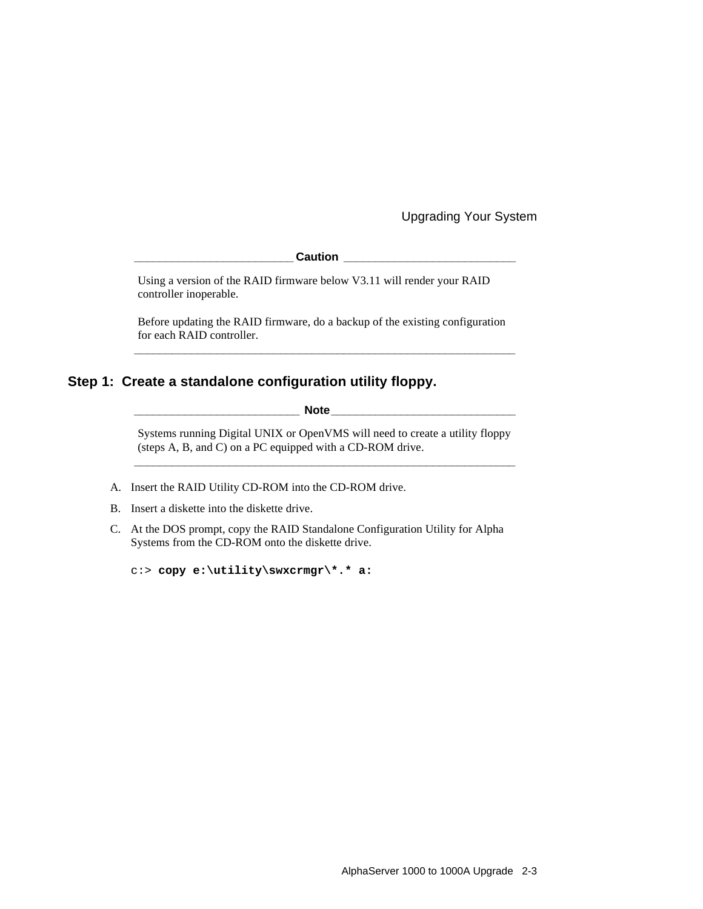**Caution**

Using a version of the RAID firmware below V3.11 will render your RAID controller inoperable.

Before updating the RAID firmware, do a backup of the existing configuration for each RAID controller.

---

## Step 1: Create a standalone configuration utility floppy.

**Note**

Systems running Digital UNIX or OpenVMS will need to create a utility floppy (steps A, B, and C) on a PC equipped with a CD-ROM drive.

---

A. Insert the RAID Utility CD-ROM into the CD-ROM drive.

B. Insert a diskette into the diskette drive.

C. At the DOS prompt, copy the RAID Standalone Configuration Utility for Alpha Systems from the CD-ROM onto the diskette drive.

```
c:> copy e:\utility\swxcrmgr\*.* a:
```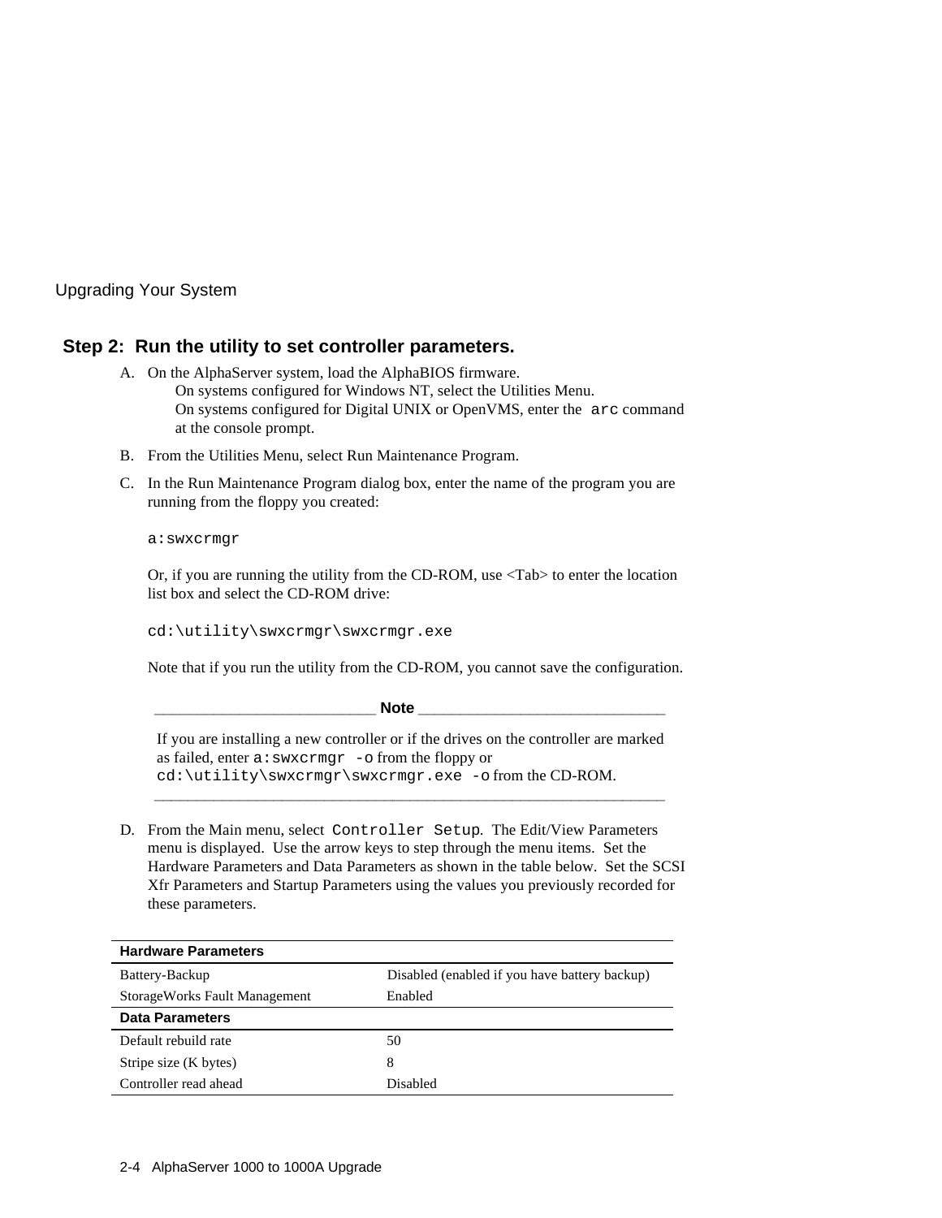### Step 2: Run the utility to set controller parameters.

A. On the AlphaServer system, load the AlphaBIOS firmware.
   On systems configured for Windows NT, select the Utilities Menu.
   On systems configured for Digital UNIX or OpenVMS, enter the `arc` command at the console prompt.

B. From the Utilities Menu, select Run Maintenance Program.

C. In the Run Maintenance Program dialog box, enter the name of the program you are running from the floppy you created:

```
a:swxcrmgr
```

Or, if you are running the utility from the CD-ROM, use <Tab> to enter the location list box and select the CD-ROM drive:

```
cd:\utility\swxcrmgr\swxcrmgr.exe
```

Note that if you run the utility from the CD-ROM, you cannot save the configuration.

**Note**

If you are installing a new controller or if the drives on the controller are marked as failed, enter `a:swxcrmgr -o` from the floppy or `cd:\utility\swxcrmgr\swxcrmgr.exe -o` from the CD-ROM.

D. From the Main menu, select `Controller Setup`. The Edit/View Parameters menu is displayed. Use the arrow keys to step through the menu items. Set the Hardware Parameters and Data Parameters as shown in the table below. Set the SCSI Xfr Parameters and Startup Parameters using the values you previously recorded for these parameters.

| **Hardware Parameters** | |
|---|---|
| Battery-Backup | Disabled (enabled if you have battery backup) |
| StorageWorks Fault Management | Enabled |
| **Data Parameters** | |
| Default rebuild rate | 50 |
| Stripe size (K bytes) | 8 |
| Controller read ahead | Disabled |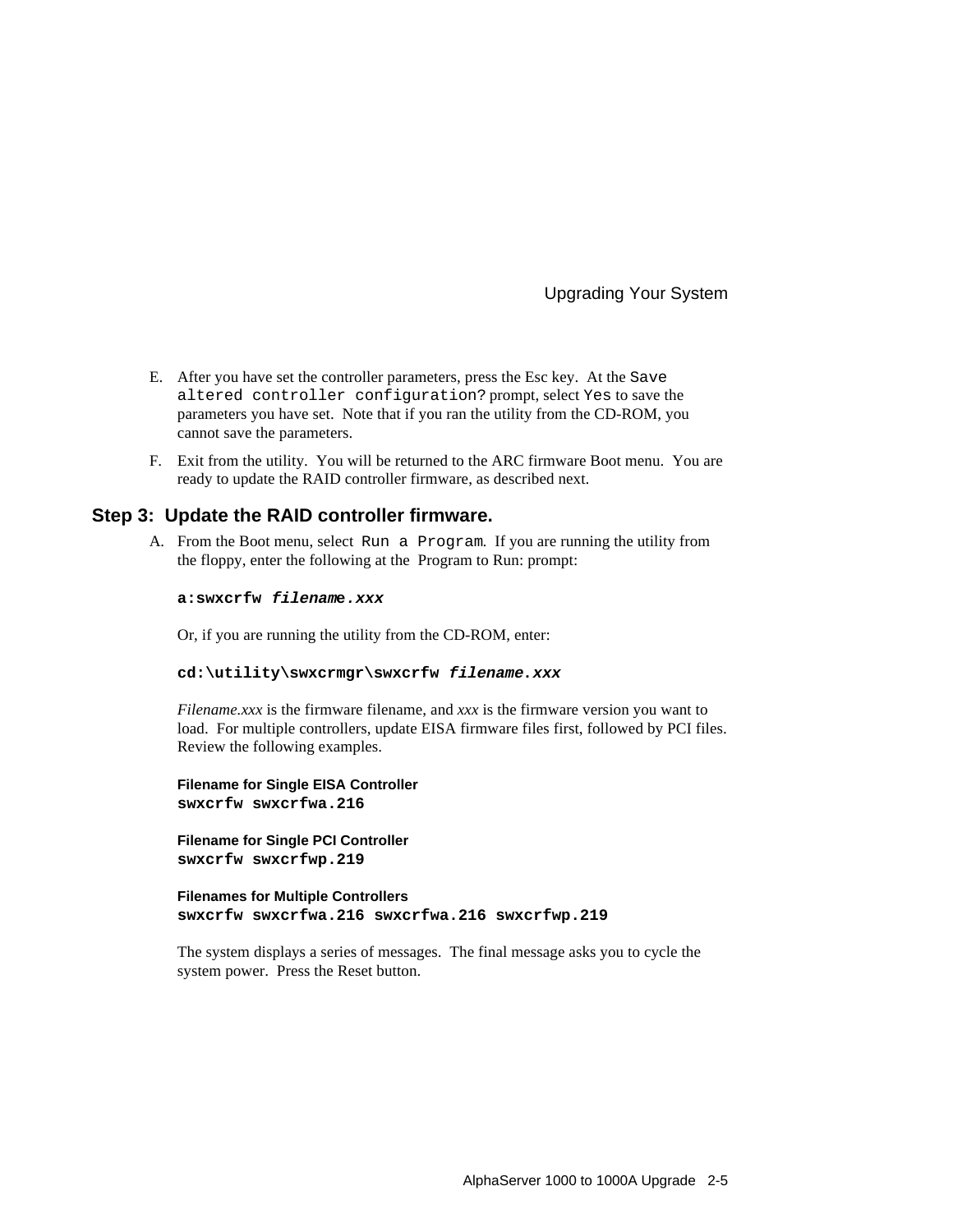E. After you have set the controller parameters, press the Esc key. At the `Save altered controller configuration?` prompt, select `Yes` to save the parameters you have set. Note that if you ran the utility from the CD-ROM, you cannot save the parameters.

F. Exit from the utility. You will be returned to the ARC firmware Boot menu. You are ready to update the RAID controller firmware, as described next.

### Step 3: Update the RAID controller firmware.

A. From the Boot menu, select `Run a Program`. If you are running the utility from the floppy, enter the following at the Program to Run: prompt:

   **`a:swxcrfw`** ***`filename.xxx`***

   Or, if you are running the utility from the CD-ROM, enter:

   **`cd:\utility\swxcrmgr\swxcrfw`** ***`filename.xxx`***

   *Filename.xxx* is the firmware filename, and *xxx* is the firmware version you want to load. For multiple controllers, update EISA firmware files first, followed by PCI files. Review the following examples.

   **Filename for Single EISA Controller**
   **`swxcrfw swxcrfwa.216`**

   **Filename for Single PCI Controller**
   **`swxcrfw swxcrfwp.219`**

   **Filenames for Multiple Controllers**
   **`swxcrfw swxcrfwa.216 swxcrfwa.216 swxcrfwp.219`**

   The system displays a series of messages. The final message asks you to cycle the system power. Press the Reset button.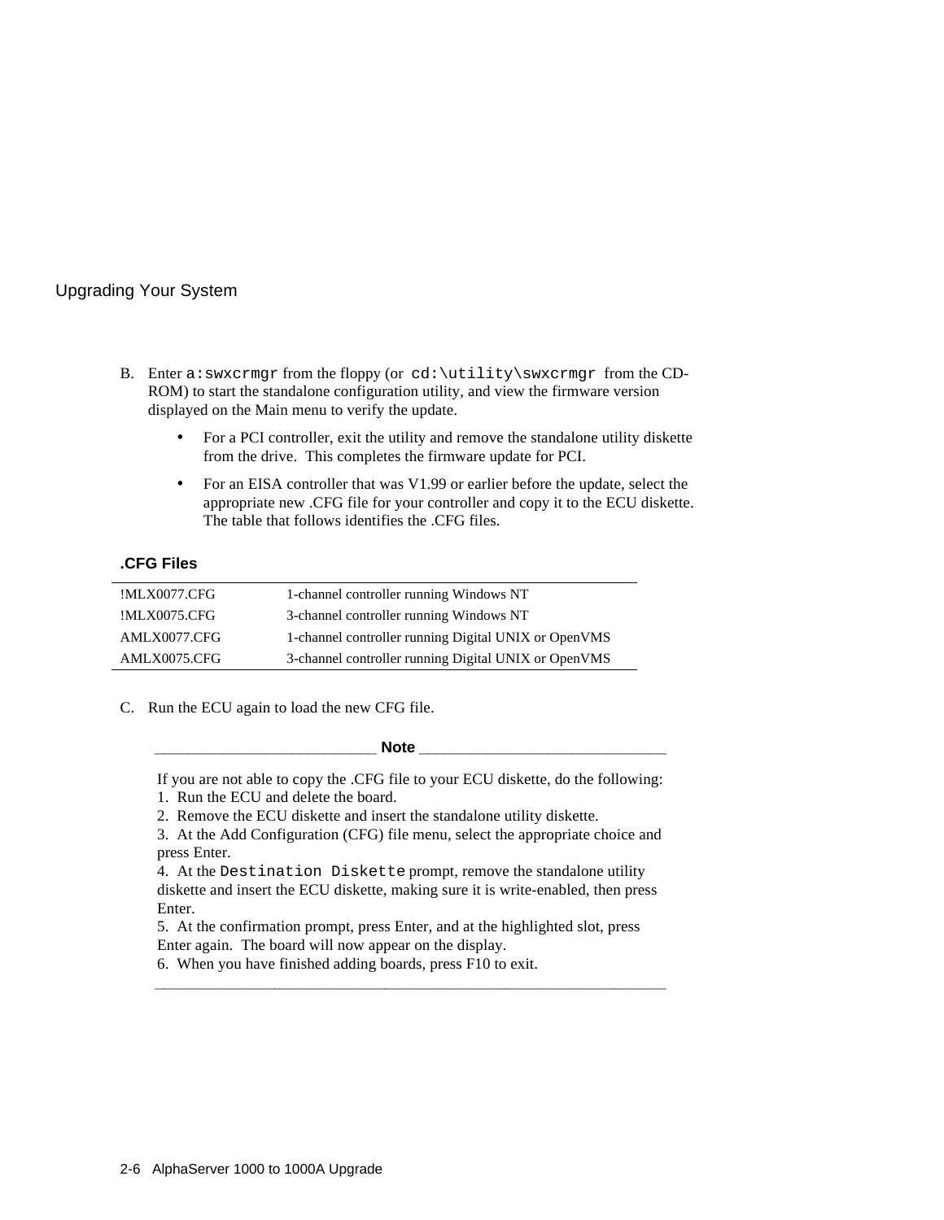B. Enter `a:swxcrmgr` from the floppy (or `cd:\utility\swxcrmgr` from the CD-ROM) to start the standalone configuration utility, and view the firmware version displayed on the Main menu to verify the update.

- For a PCI controller, exit the utility and remove the standalone utility diskette from the drive. This completes the firmware update for PCI.
- For an EISA controller that was V1.99 or earlier before the update, select the appropriate new .CFG file for your controller and copy it to the ECU diskette. The table that follows identifies the .CFG files.

**.CFG Files**

| | |
|---|---|
| !MLX0077.CFG | 1-channel controller running Windows NT |
| !MLX0075.CFG | 3-channel controller running Windows NT |
| AMLX0077.CFG | 1-channel controller running Digital UNIX or OpenVMS |
| AMLX0075.CFG | 3-channel controller running Digital UNIX or OpenVMS |

C. Run the ECU again to load the new CFG file.

---

**Note**

If you are not able to copy the .CFG file to your ECU diskette, do the following:

1. Run the ECU and delete the board.
2. Remove the ECU diskette and insert the standalone utility diskette.
3. At the Add Configuration (CFG) file menu, select the appropriate choice and press Enter.
4. At the `Destination Diskette` prompt, remove the standalone utility diskette and insert the ECU diskette, making sure it is write-enabled, then press Enter.
5. At the confirmation prompt, press Enter, and at the highlighted slot, press Enter again. The board will now appear on the display.
6. When you have finished adding boards, press F10 to exit.

---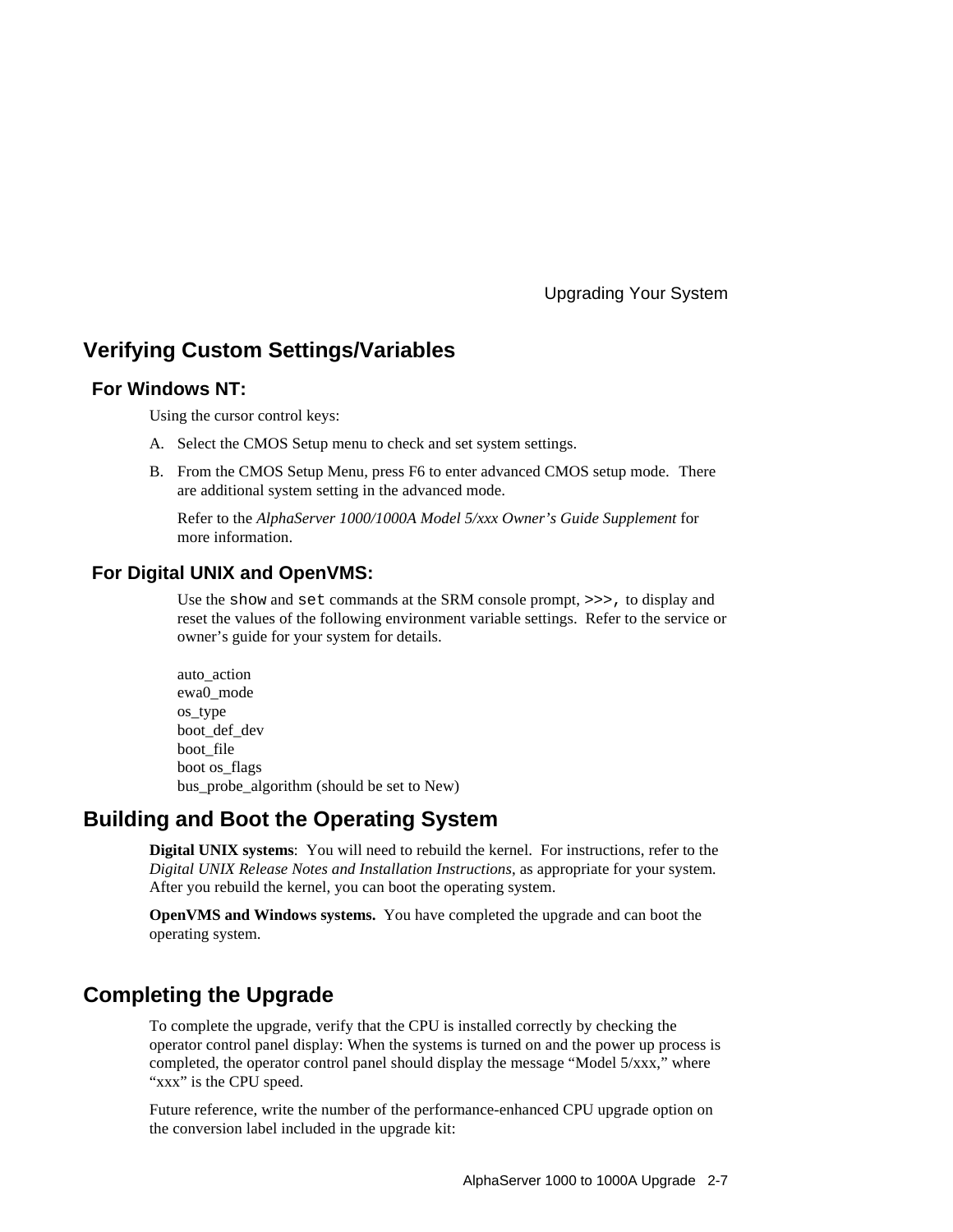## Verifying Custom Settings/Variables

### For Windows NT:

Using the cursor control keys:

A. Select the CMOS Setup menu to check and set system settings.

B. From the CMOS Setup Menu, press F6 to enter advanced CMOS setup mode. There are additional system setting in the advanced mode.

   Refer to the *AlphaServer 1000/1000A Model 5/xxx Owner's Guide Supplement* for more information.

### For Digital UNIX and OpenVMS:

Use the `show` and `set` commands at the SRM console prompt, `>>>,` to display and reset the values of the following environment variable settings. Refer to the service or owner's guide for your system for details.

auto_action
ewa0_mode
os_type
boot_def_dev
boot_file
boot os_flags
bus_probe_algorithm (should be set to New)

## Building and Boot the Operating System

**Digital UNIX systems**: You will need to rebuild the kernel. For instructions, refer to the *Digital UNIX Release Notes and Installation Instructions*, as appropriate for your system. After you rebuild the kernel, you can boot the operating system.

**OpenVMS and Windows systems.** You have completed the upgrade and can boot the operating system.

## Completing the Upgrade

To complete the upgrade, verify that the CPU is installed correctly by checking the operator control panel display: When the systems is turned on and the power up process is completed, the operator control panel should display the message "Model 5/xxx," where "xxx" is the CPU speed.

Future reference, write the number of the performance-enhanced CPU upgrade option on the conversion label included in the upgrade kit: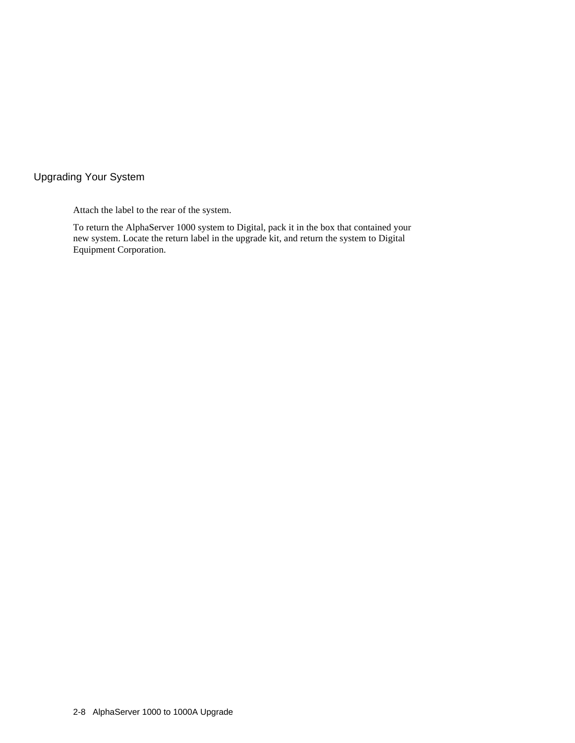Attach the label to the rear of the system.

To return the AlphaServer 1000 system to Digital, pack it in the box that contained your new system. Locate the return label in the upgrade kit, and return the system to Digital Equipment Corporation.